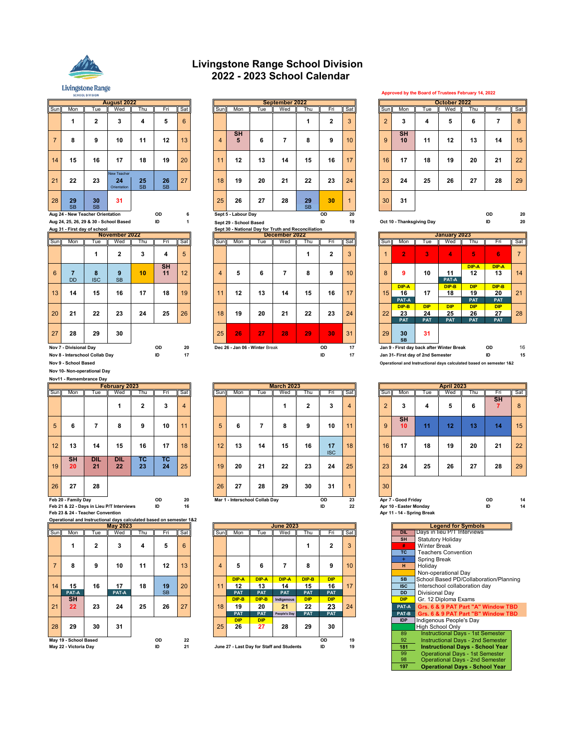# Livingstone Range School Division
# 2022 - 2023 School Calendar

Approved by the Board of Trustees February 14, 2022

## August 2022

| Sun | Mon | Tue | Wed | Thu | Fri | Sat |
|---|---|---|---|---|---|---|
| | 1 | 2 | 3 | 4 | 5 | 6 |
| 7 | 8 | 9 | 10 | 11 | 12 | 13 |
| 14 | 15 | 16 | 17 | 18 | 19 | 20 |
| 21 | 22 | 23 | 24 New Teacher Orientation | 25 SB | 26 SB | 27 |
| 28 | 29 SB | 30 SB | 31 | | | |

Aug 24 - New Teacher Orientation — OD 6
Aug 24, 25, 26, 29 & 30 - School Based — ID 1
Aug 31 - First day of school

## September 2022

| Sun | Mon | Tue | Wed | Thu | Fri | Sat |
|---|---|---|---|---|---|---|
| | | | | 1 | 2 | 3 |
| 4 | SH 5 | 6 | 7 | 8 | 9 | 10 |
| 11 | 12 | 13 | 14 | 15 | 16 | 17 |
| 18 | 19 | 20 | 21 | 22 | 23 | 24 |
| 25 | 26 | 27 | 28 | 29 SB | 30 | 1 |

Sept 5 - Labour Day — OD 20
Sept 29 - School Based — ID 19
Sept 30 - National Day for Truth and Reconciliation

## October 2022

| Sun | Mon | Tue | Wed | Thu | Fri | Sat |
|---|---|---|---|---|---|---|
| 2 | 3 | 4 | 5 | 6 | 7 | 8 |
| 9 | SH 10 | 11 | 12 | 13 | 14 | 15 |
| 16 | 17 | 18 | 19 | 20 | 21 | 22 |
| 23 | 24 | 25 | 26 | 27 | 28 | 29 |
| 30 | 31 | | | | | |

Oct 10 - Thanksgiving Day
OD 20
ID 20

## November 2022

| Sun | Mon | Tue | Wed | Thu | Fri | Sat |
|---|---|---|---|---|---|---|
| | | 1 | 2 | 3 | 4 | 5 |
| 6 | 7 DD | 8 ISC | 9 SB | 10 | SH 11 | 12 |
| 13 | 14 | 15 | 16 | 17 | 18 | 19 |
| 20 | 21 | 22 | 23 | 24 | 25 | 26 |
| 27 | 28 | 29 | 30 | | | |

Nov 7 - Divisional Day — OD 20
Nov 8 - Interschool Collab Day — ID 17
Nov 9 - School Based
Nov 10- Non-operational Day
Nov11 - Remembrance Day

## December 2022

| Sun | Mon | Tue | Wed | Thu | Fri | Sat |
|---|---|---|---|---|---|---|
| | | | | 1 | 2 | 3 |
| 4 | 5 | 6 | 7 | 8 | 9 | 10 |
| 11 | 12 | 13 | 14 | 15 | 16 | 17 |
| 18 | 19 | 20 | 21 | 22 | 23 | 24 |
| 25 | 26 | 27 | 28 | 29 | 30 | 31 |

Dec 26 - Jan 06 - Winter Break — OD 17
ID 17

## January 2023

| Sun | Mon | Tue | Wed | Thu | Fri | Sat |
|---|---|---|---|---|---|---|
| 1 | 2 | 3 | 4 | 5 | 6 | 7 |
| 8 | 9 | 10 | 11 PAT-A | DIP-A 12 | DIP-A 13 | 14 |
| 15 | DIP-A 16 PAT-A | 17 | DIP-B 18 | DIP 19 PAT | DIP-B 20 PAT | 21 |
| 22 | DIP-B 23 PAT | DIP 24 PAT | DIP 25 PAT | DIP 26 PAT | DIP 27 PAT | 28 |
| 29 | 30 SB | 31 | | | | |

Jan 9 - First day back after Winter Break — OD 16
Jan 31- First day of 2nd Semester — ID 15
Operational and Instructional days calculated based on semester 1&2

## February 2023

| Sun | Mon | Tue | Wed | Thu | Fri | Sat |
|---|---|---|---|---|---|---|
| | | | 1 | 2 | 3 | 4 |
| 5 | 6 | 7 | 8 | 9 | 10 | 11 |
| 12 | 13 | 14 | 15 | 16 | 17 | 18 |
| 19 | SH 20 | DIL 21 | DIL 22 | TC 23 | TC 24 | 25 |
| 26 | 27 | 28 | | | | |

Feb 20 - Family Day — OD 20
Feb 21 & 22 - Days in Lieu P/T Interviews — ID 16
Feb 23 & 24 - Teacher Convention
Operational and Instructional days calculated based on semester 1&2

## March 2023

| Sun | Mon | Tue | Wed | Thu | Fri | Sat |
|---|---|---|---|---|---|---|
| | | | 1 | 2 | 3 | 4 |
| 5 | 6 | 7 | 8 | 9 | 10 | 11 |
| 12 | 13 | 14 | 15 | 16 | 17 ISC | 18 |
| 19 | 20 | 21 | 22 | 23 | 24 | 25 |
| 26 | 27 | 28 | 29 | 30 | 31 | 1 |

Mar 1 - Interschool Collab Day — OD 23
ID 22

## April 2023

| Sun | Mon | Tue | Wed | Thu | Fri | Sat |
|---|---|---|---|---|---|---|
| 2 | 3 | 4 | 5 | 6 | SH 7 | 8 |
| 9 | SH 10 | 11 | 12 | 13 | 14 | 15 |
| 16 | 17 | 18 | 19 | 20 | 21 | 22 |
| 23 | 24 | 25 | 26 | 27 | 28 | 29 |
| 30 | | | | | | |

Apr 7 - Good Friday — OD 14
Apr 10 - Easter Monday — ID 14
Apr 11 - 14 - Spring Break

## May 2023

| Sun | Mon | Tue | Wed | Thu | Fri | Sat |
|---|---|---|---|---|---|---|
| | 1 | 2 | 3 | 4 | 5 | 6 |
| 7 | 8 | 9 | 10 | 11 | 12 | 13 |
| 14 | 15 PAT-A | 16 | 17 PAT-A | 18 | 19 SB | 20 |
| 21 | SH 22 | 23 | 24 | 25 | 26 | 27 |
| 28 | 29 | 30 | 31 | | | |

May 19 - School Based — OD 22
May 22 - Victoria Day — ID 21

## June 2023

| Sun | Mon | Tue | Wed | Thu | Fri | Sat |
|---|---|---|---|---|---|---|
| | | | | 1 | 2 | 3 |
| 4 | 5 | 6 | 7 | 8 | 9 | 10 |
| 11 | DIP-A 12 PAT | DIP-A 13 PAT | DIP-A 14 PAT | DIP-B 15 PAT | DIP 16 PAT | 17 |
| 18 | DIP-B 19 PAT | DIP-B 20 PAT | Indigenous 21 People's Day | DIP 22 PAT | DIP 23 PAT | 24 |
| 25 | DIP 26 | DIP 27 | 28 | 29 | 30 | |

June 27 - Last Day for Staff and Students
OD 19
ID 19

## Legend for Symbols

| Symbol | Meaning |
|---|---|
| DIL | Days in lieu P/T Interviews |
| SH | Statutory Holiday |
| # | Winter Break |
| TC | Teachers Convention |
| + | Spring Break |
| H | Holiday |
| | Non-operational Day |
| SB | School Based PD/Collaboration/Planning |
| ISC | Interschool collaboration day |
| DD | Divisional Day |
| DIP | Gr. 12 Diploma Exams |
| PAT-A | Grs. 6 & 9 PAT Part "A" Window TBD |
| PAT-B | Grs. 6 & 9 PAT Part "B" Window TBD |
| IDP | Indigenous People's Day |
| | High School Only |
| 89 | Instructional Days - 1st Semester |
| 92 | Instructional Days - 2nd Semester |
| 181 | **Instructional Days - School Year** |
| 99 | Operational Days - 1st Semester |
| 98 | Operational Days - 2nd Semester |
| 197 | **Operational Days - School Year** |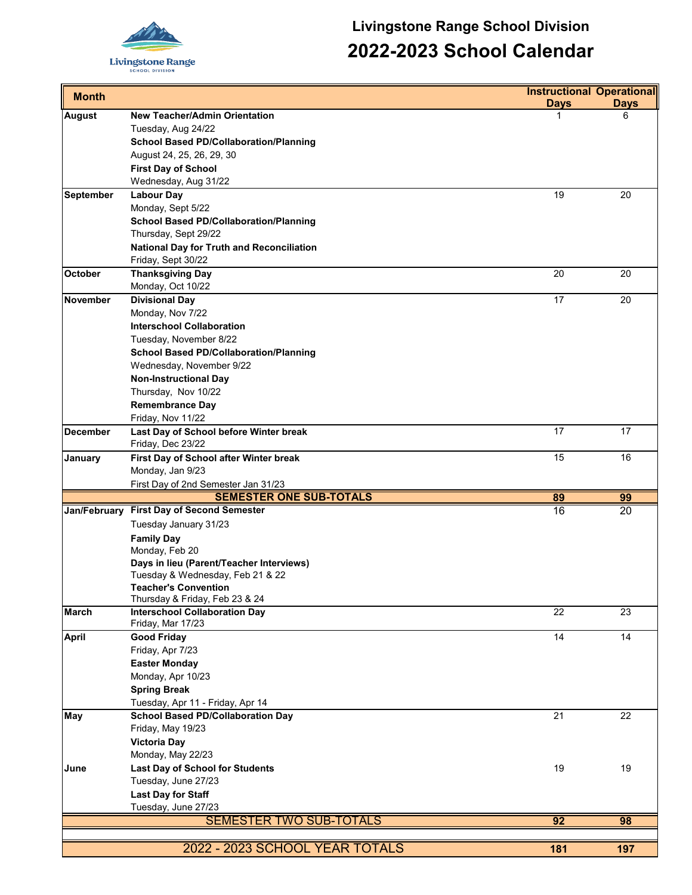Livingstone Range School Division

# 2022-2023 School Calendar

| Month | | Instructional Days | Operational Days |
|---|---|---|---|
| August | **New Teacher/Admin Orientation**<br>Tuesday, Aug 24/22<br>**School Based PD/Collaboration/Planning**<br>August 24, 25, 26, 29, 30<br>**First Day of School**<br>Wednesday, Aug 31/22 | 1 | 6 |
| September | **Labour Day**<br>Monday, Sept 5/22<br>**School Based PD/Collaboration/Planning**<br>Thursday, Sept 29/22<br>**National Day for Truth and Reconciliation**<br>Friday, Sept 30/22 | 19 | 20 |
| October | **Thanksgiving Day**<br>Monday, Oct 10/22 | 20 | 20 |
| November | **Divisional Day**<br>Monday, Nov 7/22<br>**Interschool Collaboration**<br>Tuesday, November 8/22<br>**School Based PD/Collaboration/Planning**<br>Wednesday, November 9/22<br>**Non-Instructional Day**<br>Thursday, Nov 10/22<br>**Remembrance Day**<br>Friday, Nov 11/22 | 17 | 20 |
| December | **Last Day of School before Winter break**<br>Friday, Dec 23/22 | 17 | 17 |
| January | **First Day of School after Winter break**<br>Monday, Jan 9/23<br>First Day of 2nd Semester Jan 31/23 | 15 | 16 |
| | **SEMESTER ONE SUB-TOTALS** | **89** | **99** |
| Jan/February | **First Day of Second Semester**<br>Tuesday January 31/23<br>**Family Day**<br>Monday, Feb 20<br>**Days in lieu (Parent/Teacher Interviews)**<br>Tuesday & Wednesday, Feb 21 & 22<br>**Teacher's Convention**<br>Thursday & Friday, Feb 23 & 24 | 16 | 20 |
| March | **Interschool Collaboration Day**<br>Friday, Mar 17/23 | 22 | 23 |
| April | **Good Friday**<br>Friday, Apr 7/23<br>**Easter Monday**<br>Monday, Apr 10/23<br>**Spring Break**<br>Tuesday, Apr 11 - Friday, Apr 14 | 14 | 14 |
| May | **School Based PD/Collaboration Day**<br>Friday, May 19/23<br>**Victoria Day**<br>Monday, May 22/23 | 21 | 22 |
| June | **Last Day of School for Students**<br>Tuesday, June 27/23<br>**Last Day for Staff**<br>Tuesday, June 27/23 | 19 | 19 |
| | SEMESTER TWO SUB-TOTALS | **92** | **98** |
| | 2022 - 2023 SCHOOL YEAR TOTALS | **181** | **197** |